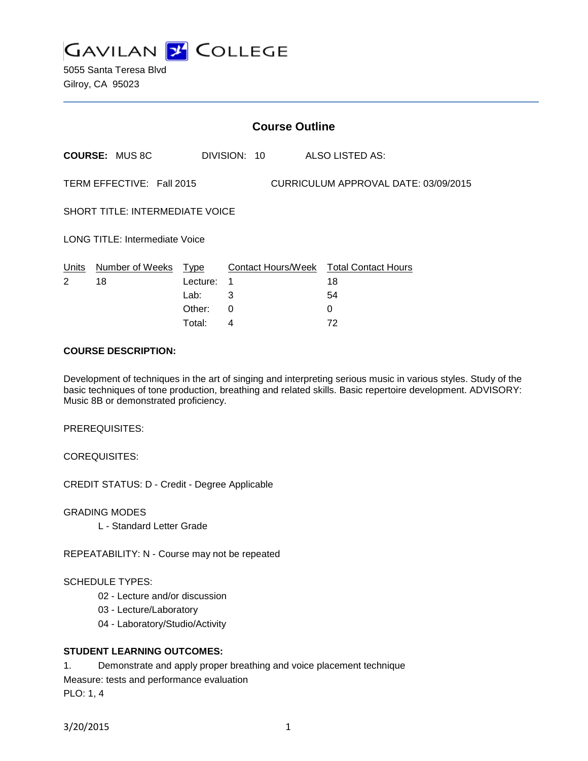# GAVILAN COLLEGE

5055 Santa Teresa Blvd
Gilroy, CA 95023

## Course Outline

**COURSE:** MUS 8C DIVISION: 10 ALSO LISTED AS:

TERM EFFECTIVE: Fall 2015 CURRICULUM APPROVAL DATE: 03/09/2015

SHORT TITLE: INTERMEDIATE VOICE

LONG TITLE: Intermediate Voice

| Units | Number of Weeks | Type | Contact Hours/Week | Total Contact Hours |
|---|---|---|---|---|
| 2 | 18 | Lecture: | 1 | 18 |
| | | Lab: | 3 | 54 |
| | | Other: | 0 | 0 |
| | | Total: | 4 | 72 |

**COURSE DESCRIPTION:**

Development of techniques in the art of singing and interpreting serious music in various styles. Study of the basic techniques of tone production, breathing and related skills. Basic repertoire development. ADVISORY: Music 8B or demonstrated proficiency.

PREREQUISITES:

COREQUISITES:

CREDIT STATUS: D - Credit - Degree Applicable

GRADING MODES

L - Standard Letter Grade

REPEATABILITY: N - Course may not be repeated

SCHEDULE TYPES:

02 - Lecture and/or discussion
03 - Lecture/Laboratory
04 - Laboratory/Studio/Activity

**STUDENT LEARNING OUTCOMES:**

1. Demonstrate and apply proper breathing and voice placement technique
Measure: tests and performance evaluation
PLO: 1, 4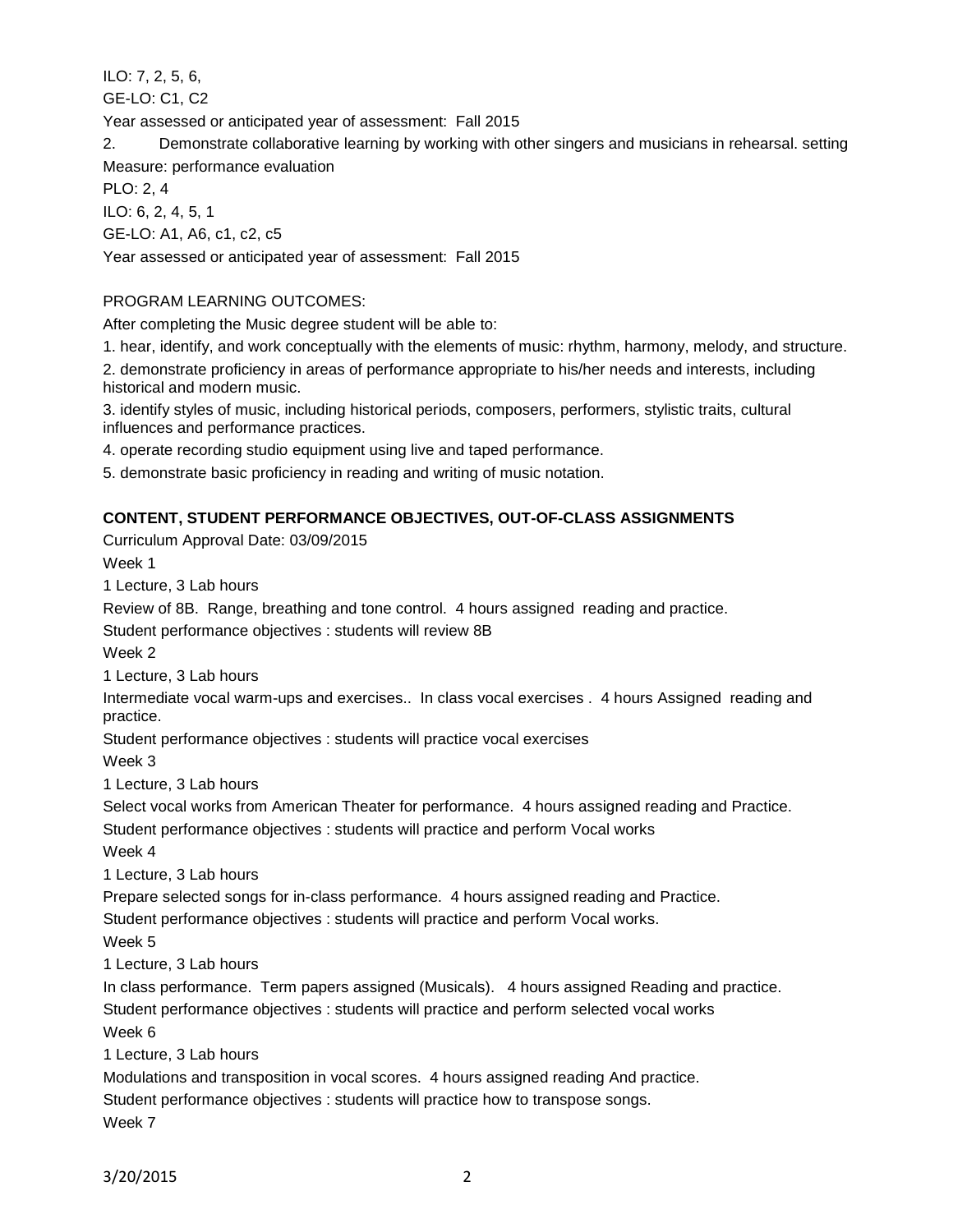ILO: 7, 2, 5, 6,

GE-LO: C1, C2

Year assessed or anticipated year of assessment: Fall 2015

2. Demonstrate collaborative learning by working with other singers and musicians in rehearsal. setting

Measure: performance evaluation

PLO: 2, 4

ILO: 6, 2, 4, 5, 1

GE-LO: A1, A6, c1, c2, c5

Year assessed or anticipated year of assessment: Fall 2015

PROGRAM LEARNING OUTCOMES:

After completing the Music degree student will be able to:

1. hear, identify, and work conceptually with the elements of music: rhythm, harmony, melody, and structure.
2. demonstrate proficiency in areas of performance appropriate to his/her needs and interests, including historical and modern music.
3. identify styles of music, including historical periods, composers, performers, stylistic traits, cultural influences and performance practices.
4. operate recording studio equipment using live and taped performance.
5. demonstrate basic proficiency in reading and writing of music notation.

**CONTENT, STUDENT PERFORMANCE OBJECTIVES, OUT-OF-CLASS ASSIGNMENTS**

Curriculum Approval Date: 03/09/2015

Week 1

1 Lecture, 3 Lab hours

Review of 8B. Range, breathing and tone control. 4 hours assigned reading and practice.

Student performance objectives : students will review 8B

Week 2

1 Lecture, 3 Lab hours

Intermediate vocal warm-ups and exercises.. In class vocal exercises . 4 hours Assigned reading and practice.

Student performance objectives : students will practice vocal exercises

Week 3

1 Lecture, 3 Lab hours

Select vocal works from American Theater for performance. 4 hours assigned reading and Practice.

Student performance objectives : students will practice and perform Vocal works

Week 4

1 Lecture, 3 Lab hours

Prepare selected songs for in-class performance. 4 hours assigned reading and Practice.

Student performance objectives : students will practice and perform Vocal works.

Week 5

1 Lecture, 3 Lab hours

In class performance. Term papers assigned (Musicals). 4 hours assigned Reading and practice.

Student performance objectives : students will practice and perform selected vocal works

Week 6

1 Lecture, 3 Lab hours

Modulations and transposition in vocal scores. 4 hours assigned reading And practice.

Student performance objectives : students will practice how to transpose songs.

Week 7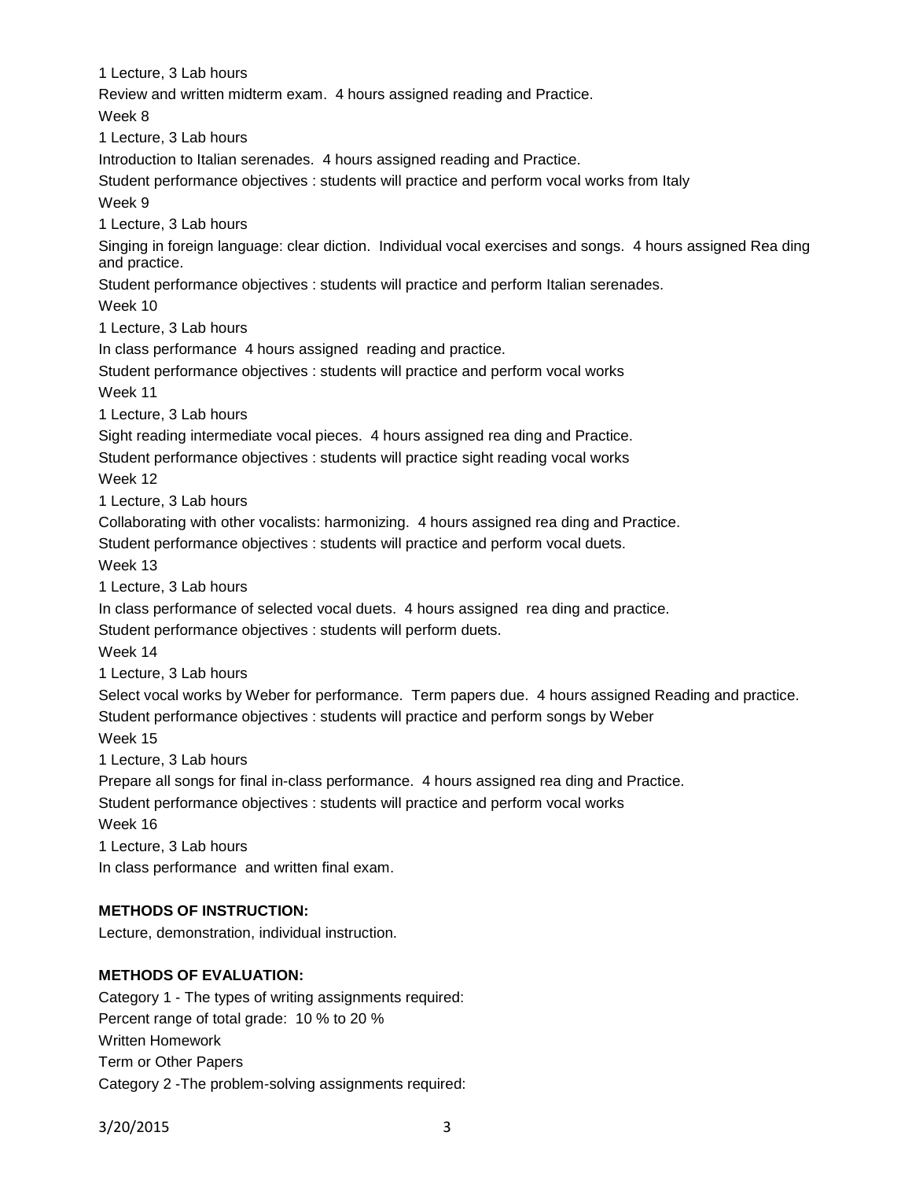1 Lecture, 3 Lab hours

Review and written midterm exam. 4 hours assigned reading and Practice.

Week 8

1 Lecture, 3 Lab hours

Introduction to Italian serenades. 4 hours assigned reading and Practice.

Student performance objectives : students will practice and perform vocal works from Italy

Week 9

1 Lecture, 3 Lab hours

Singing in foreign language: clear diction. Individual vocal exercises and songs. 4 hours assigned Rea ding and practice.

Student performance objectives : students will practice and perform Italian serenades.

Week 10

1 Lecture, 3 Lab hours

In class performance 4 hours assigned reading and practice.

Student performance objectives : students will practice and perform vocal works

Week 11

1 Lecture, 3 Lab hours

Sight reading intermediate vocal pieces. 4 hours assigned rea ding and Practice.

Student performance objectives : students will practice sight reading vocal works

Week 12

1 Lecture, 3 Lab hours

Collaborating with other vocalists: harmonizing. 4 hours assigned rea ding and Practice.

Student performance objectives : students will practice and perform vocal duets.

Week 13

1 Lecture, 3 Lab hours

In class performance of selected vocal duets. 4 hours assigned rea ding and practice.

Student performance objectives : students will perform duets.

Week 14

1 Lecture, 3 Lab hours

Select vocal works by Weber for performance. Term papers due. 4 hours assigned Reading and practice.

Student performance objectives : students will practice and perform songs by Weber

Week 15

1 Lecture, 3 Lab hours

Prepare all songs for final in-class performance. 4 hours assigned rea ding and Practice.

Student performance objectives : students will practice and perform vocal works

Week 16

1 Lecture, 3 Lab hours

In class performance and written final exam.

**METHODS OF INSTRUCTION:**

Lecture, demonstration, individual instruction.

**METHODS OF EVALUATION:**

Category 1 - The types of writing assignments required:

Percent range of total grade: 10 % to 20 %

Written Homework

Term or Other Papers

Category 2 -The problem-solving assignments required: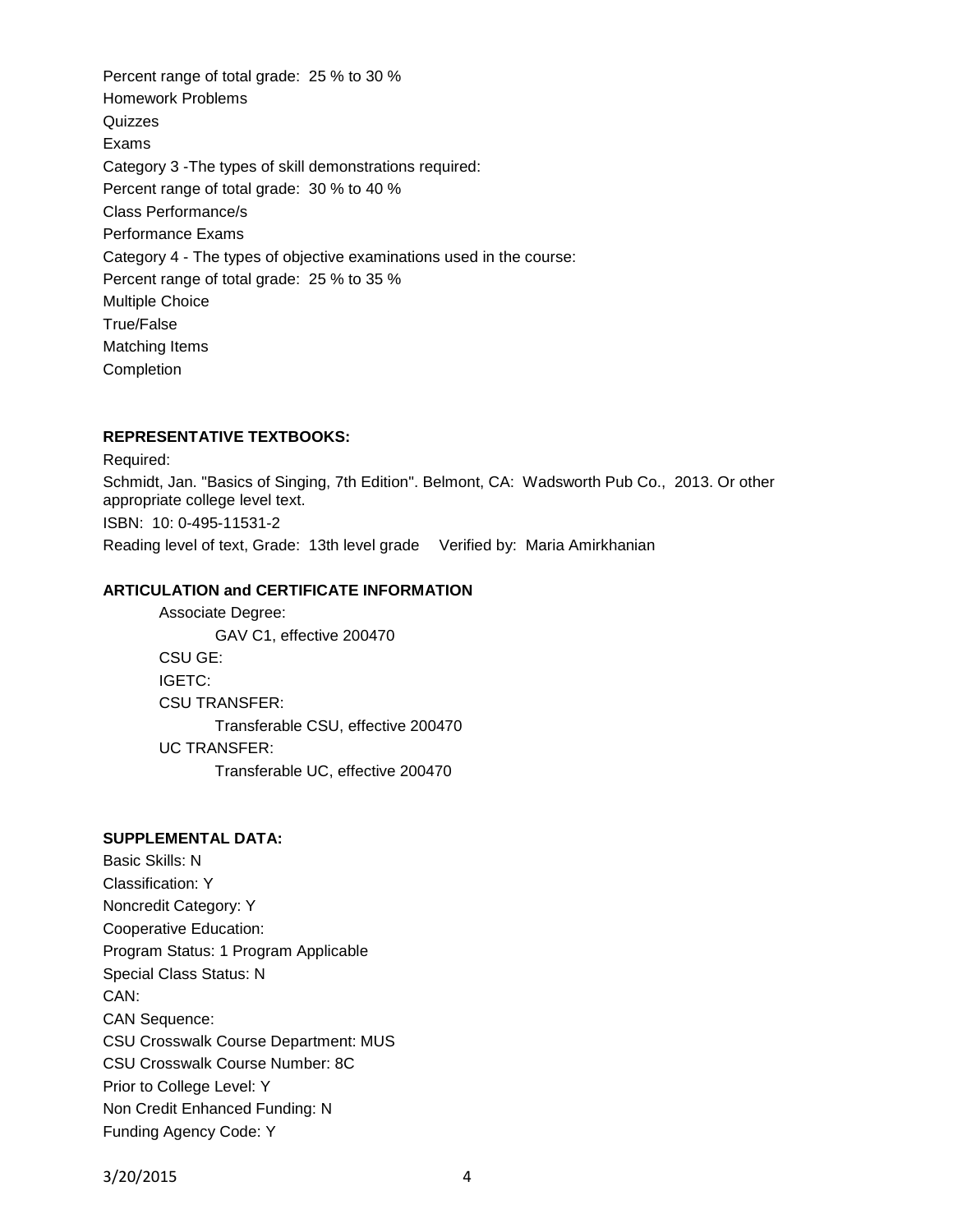Percent range of total grade: 25 % to 30 %

Homework Problems

Quizzes

Exams

Category 3 -The types of skill demonstrations required:

Percent range of total grade: 30 % to 40 %

Class Performance/s

Performance Exams

Category 4 - The types of objective examinations used in the course:

Percent range of total grade: 25 % to 35 %

Multiple Choice

True/False

Matching Items

Completion

**REPRESENTATIVE TEXTBOOKS:**

Required:

Schmidt, Jan. "Basics of Singing, 7th Edition". Belmont, CA: Wadsworth Pub Co., 2013. Or other appropriate college level text.

ISBN: 10: 0-495-11531-2

Reading level of text, Grade: 13th level grade Verified by: Maria Amirkhanian

**ARTICULATION and CERTIFICATE INFORMATION**

Associate Degree:

GAV C1, effective 200470

CSU GE:

IGETC:

CSU TRANSFER:

Transferable CSU, effective 200470

UC TRANSFER:

Transferable UC, effective 200470

**SUPPLEMENTAL DATA:**

Basic Skills: N

Classification: Y

Noncredit Category: Y

Cooperative Education:

Program Status: 1 Program Applicable

Special Class Status: N

CAN:

CAN Sequence:

CSU Crosswalk Course Department: MUS

CSU Crosswalk Course Number: 8C

Prior to College Level: Y

Non Credit Enhanced Funding: N

Funding Agency Code: Y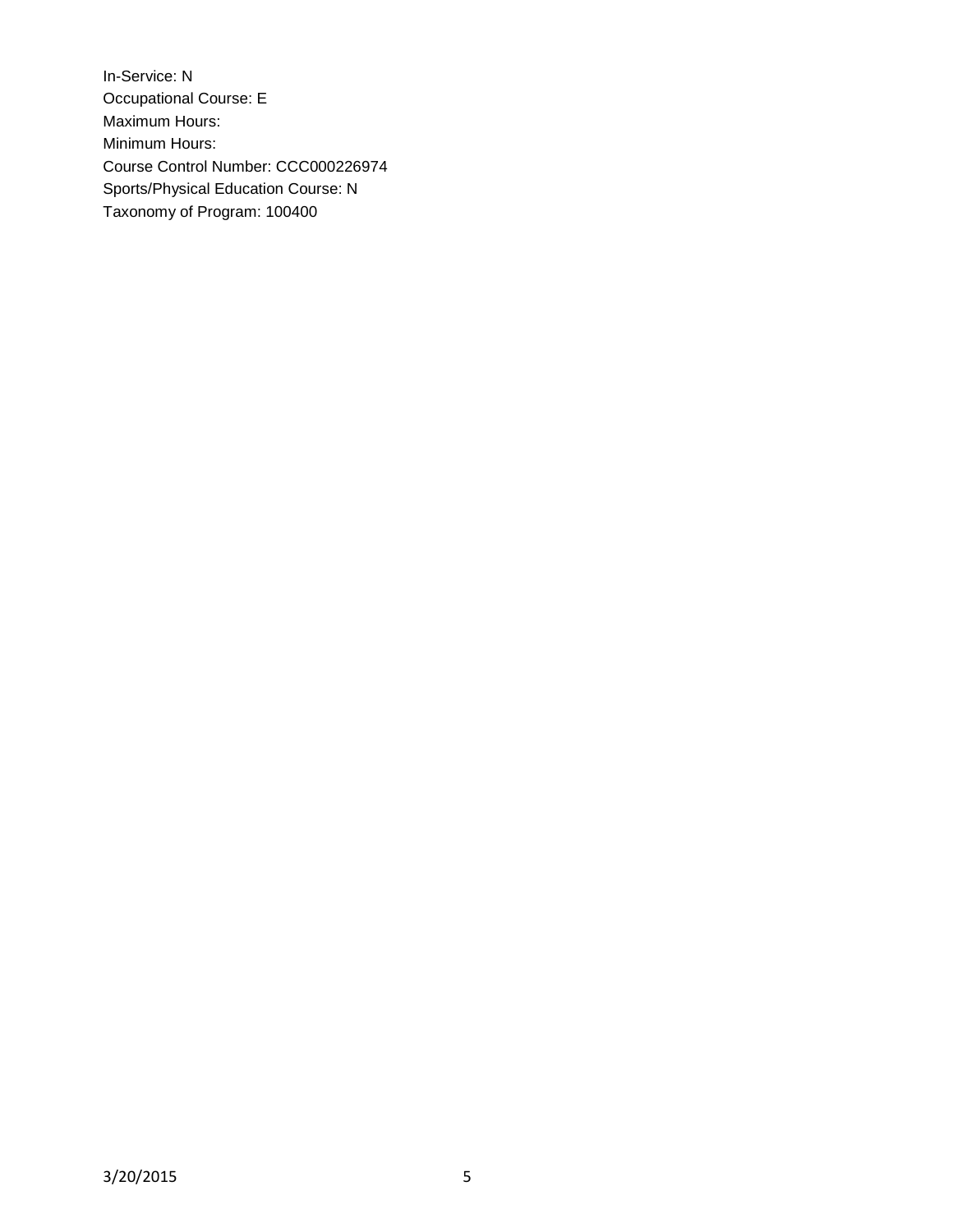In-Service: N
Occupational Course: E
Maximum Hours:
Minimum Hours:
Course Control Number: CCC000226974
Sports/Physical Education Course: N
Taxonomy of Program: 100400